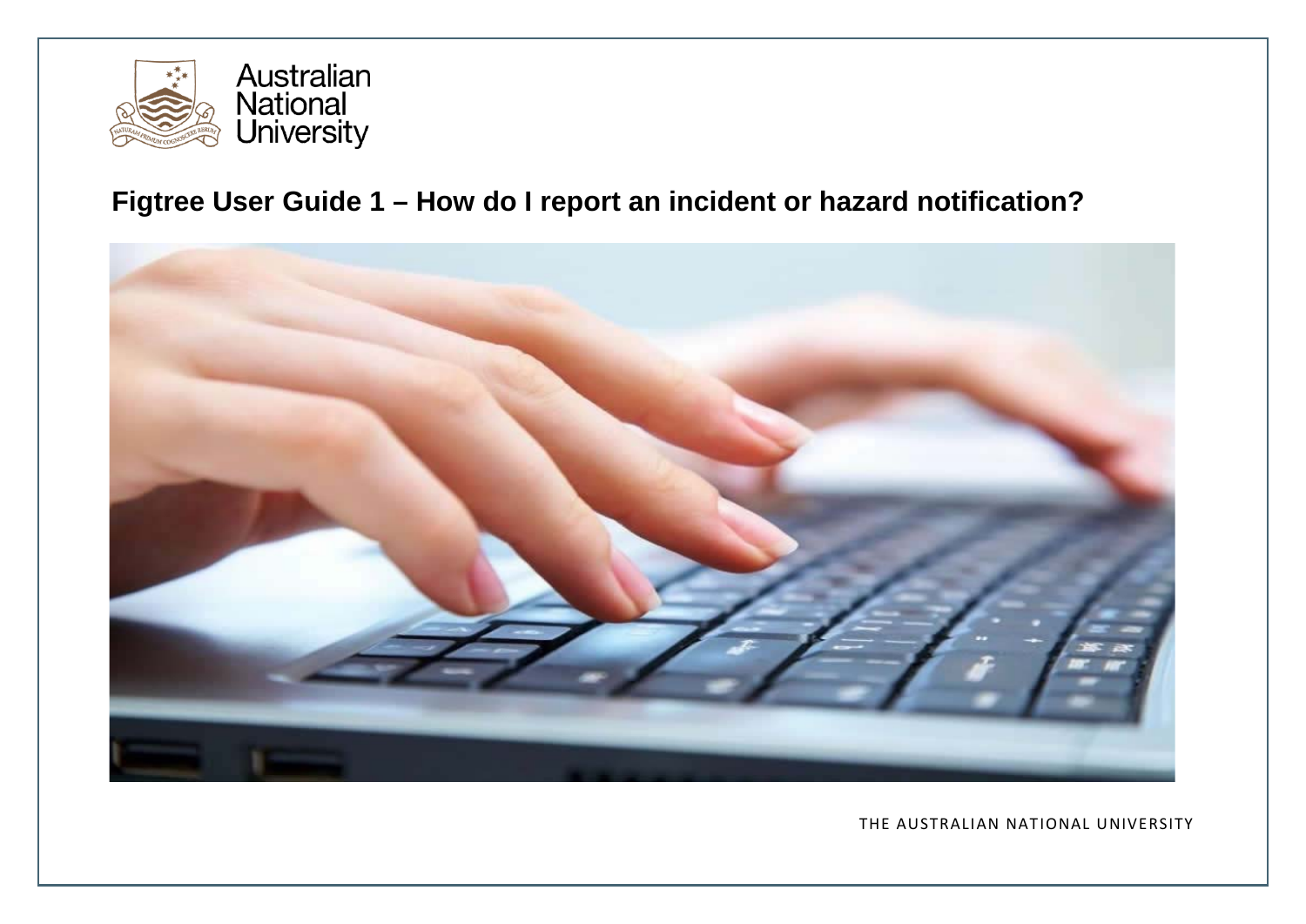Australian National University

# Figtree User Guide 1 – How do I report an incident or hazard notification?

THE AUSTRALIAN NATIONAL UNIVERSITY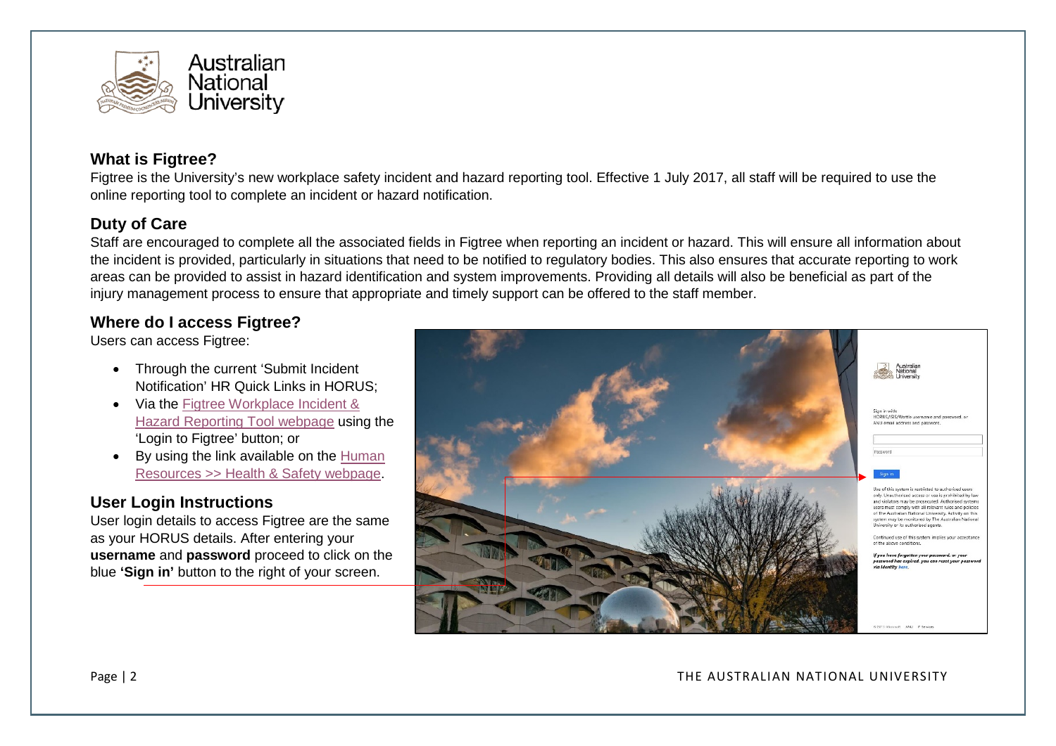## What is Figtree?

Figtree is the University's new workplace safety incident and hazard reporting tool. Effective 1 July 2017, all staff will be required to use the online reporting tool to complete an incident or hazard notification.

## Duty of Care

Staff are encouraged to complete all the associated fields in Figtree when reporting an incident or hazard. This will ensure all information about the incident is provided, particularly in situations that need to be notified to regulatory bodies. This also ensures that accurate reporting to work areas can be provided to assist in hazard identification and system improvements. Providing all details will also be beneficial as part of the injury management process to ensure that appropriate and timely support can be offered to the staff member.

## Where do I access Figtree?

Users can access Figtree:

- Through the current 'Submit Incident Notification' HR Quick Links in HORUS;
- Via the Figtree Workplace Incident & Hazard Reporting Tool webpage using the 'Login to Figtree' button; or
- By using the link available on the Human Resources >> Health & Safety webpage.

## User Login Instructions

User login details to access Figtree are the same as your HORUS details. After entering your **username** and **password** proceed to click on the blue **'Sign in'** button to the right of your screen.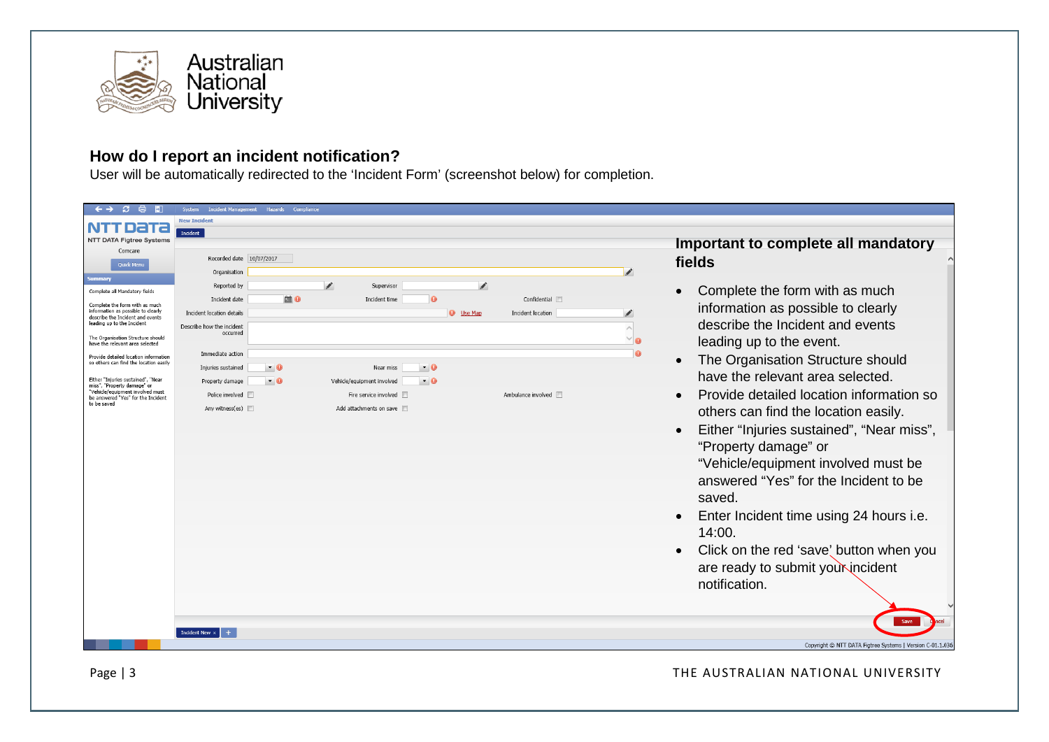## How do I report an incident notification?

User will be automatically redirected to the 'Incident Form' (screenshot below) for completion.

### Important to complete all mandatory fields

- Complete the form with as much information as possible to clearly describe the Incident and events leading up to the event.
- The Organisation Structure should have the relevant area selected.
- Provide detailed location information so others can find the location easily.
- Either "Injuries sustained", "Near miss", "Property damage" or "Vehicle/equipment involved must be answered "Yes" for the Incident to be saved.
- Enter Incident time using 24 hours i.e. 14:00.
- Click on the red 'save' button when you are ready to submit your incident notification.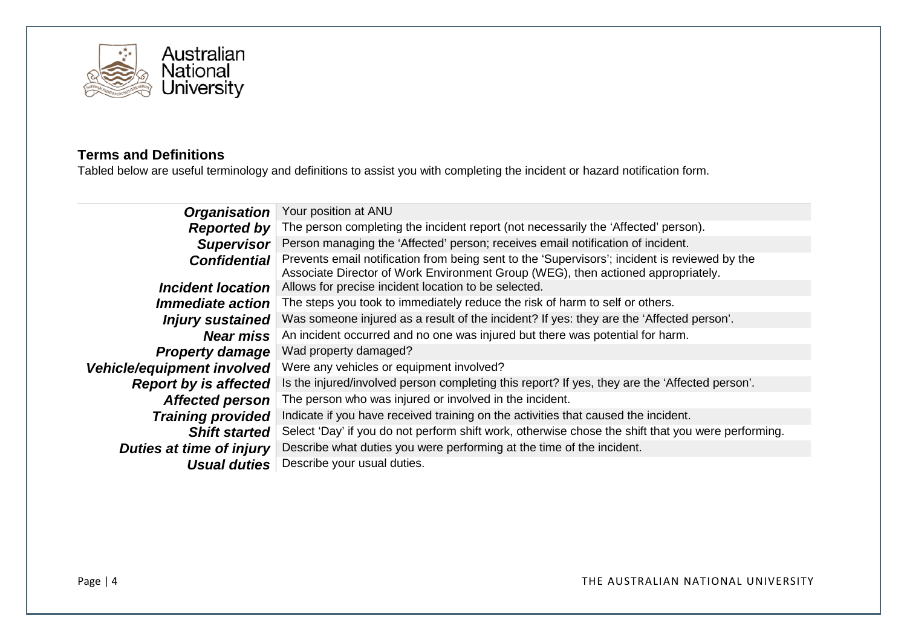## Terms and Definitions

Tabled below are useful terminology and definitions to assist you with completing the incident or hazard notification form.

| Term | Definition |
| --- | --- |
| ***Organisation*** | Your position at ANU |
| ***Reported by*** | The person completing the incident report (not necessarily the 'Affected' person). |
| ***Supervisor*** | Person managing the 'Affected' person; receives email notification of incident. |
| ***Confidential*** | Prevents email notification from being sent to the 'Supervisors'; incident is reviewed by the Associate Director of Work Environment Group (WEG), then actioned appropriately. |
| ***Incident location*** | Allows for precise incident location to be selected. |
| ***Immediate action*** | The steps you took to immediately reduce the risk of harm to self or others. |
| ***Injury sustained*** | Was someone injured as a result of the incident? If yes: they are the 'Affected person'. |
| ***Near miss*** | An incident occurred and no one was injured but there was potential for harm. |
| ***Property damage*** | Wad property damaged? |
| ***Vehicle/equipment involved*** | Were any vehicles or equipment involved? |
| ***Report by is affected*** | Is the injured/involved person completing this report? If yes, they are the 'Affected person'. |
| ***Affected person*** | The person who was injured or involved in the incident. |
| ***Training provided*** | Indicate if you have received training on the activities that caused the incident. |
| ***Shift started*** | Select 'Day' if you do not perform shift work, otherwise chose the shift that you were performing. |
| ***Duties at time of injury*** | Describe what duties you were performing at the time of the incident. |
| ***Usual duties*** | Describe your usual duties. |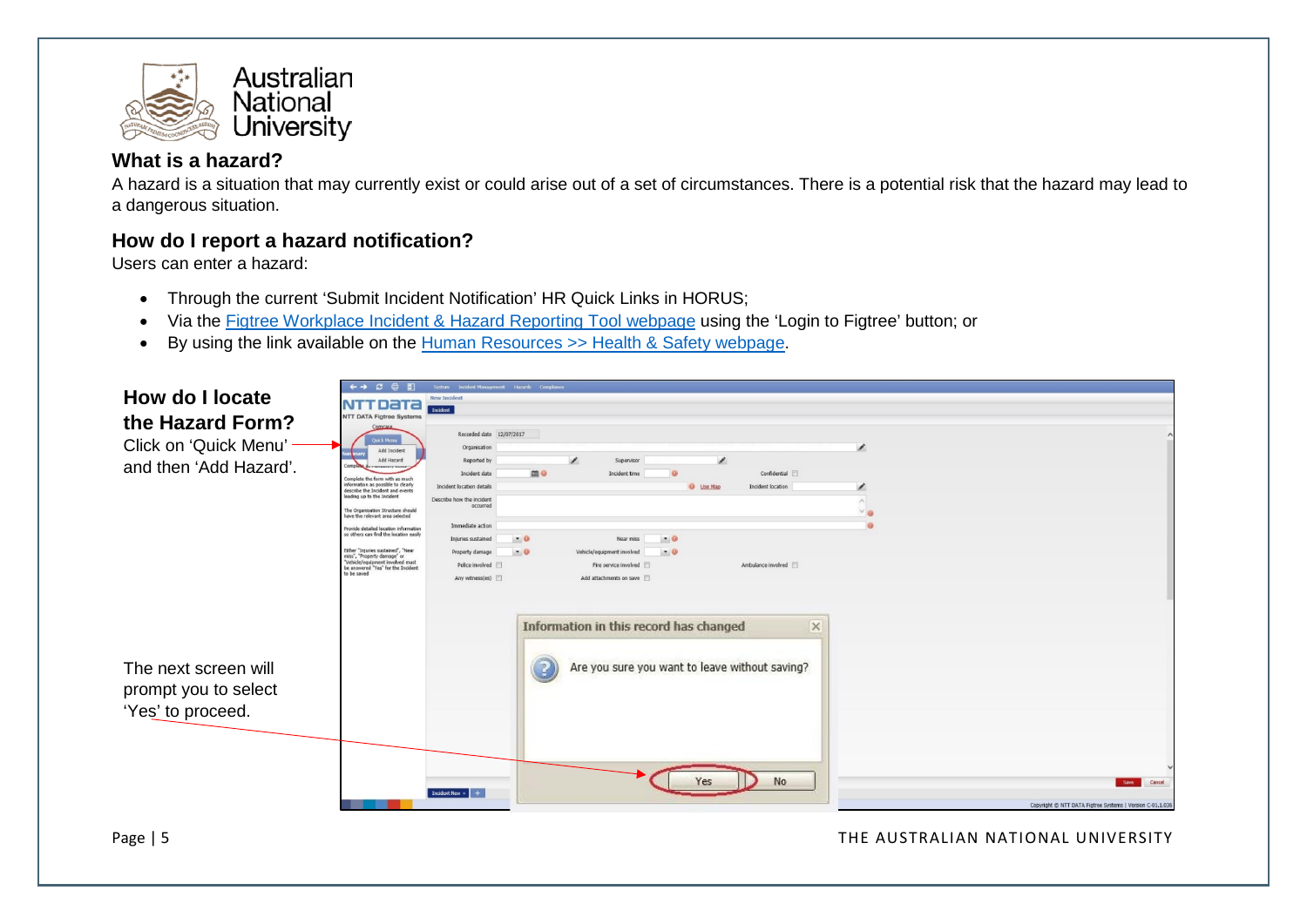## What is a hazard?

A hazard is a situation that may currently exist or could arise out of a set of circumstances. There is a potential risk that the hazard may lead to a dangerous situation.

## How do I report a hazard notification?

Users can enter a hazard:

- Through the current 'Submit Incident Notification' HR Quick Links in HORUS;
- Via the [Figtree Workplace Incident & Hazard Reporting Tool webpage]() using the 'Login to Figtree' button; or
- By using the link available on the [Human Resources >> Health & Safety webpage]().

## How do I locate the Hazard Form?

Click on 'Quick Menu' and then 'Add Hazard'.

The next screen will prompt you to select 'Yes' to proceed.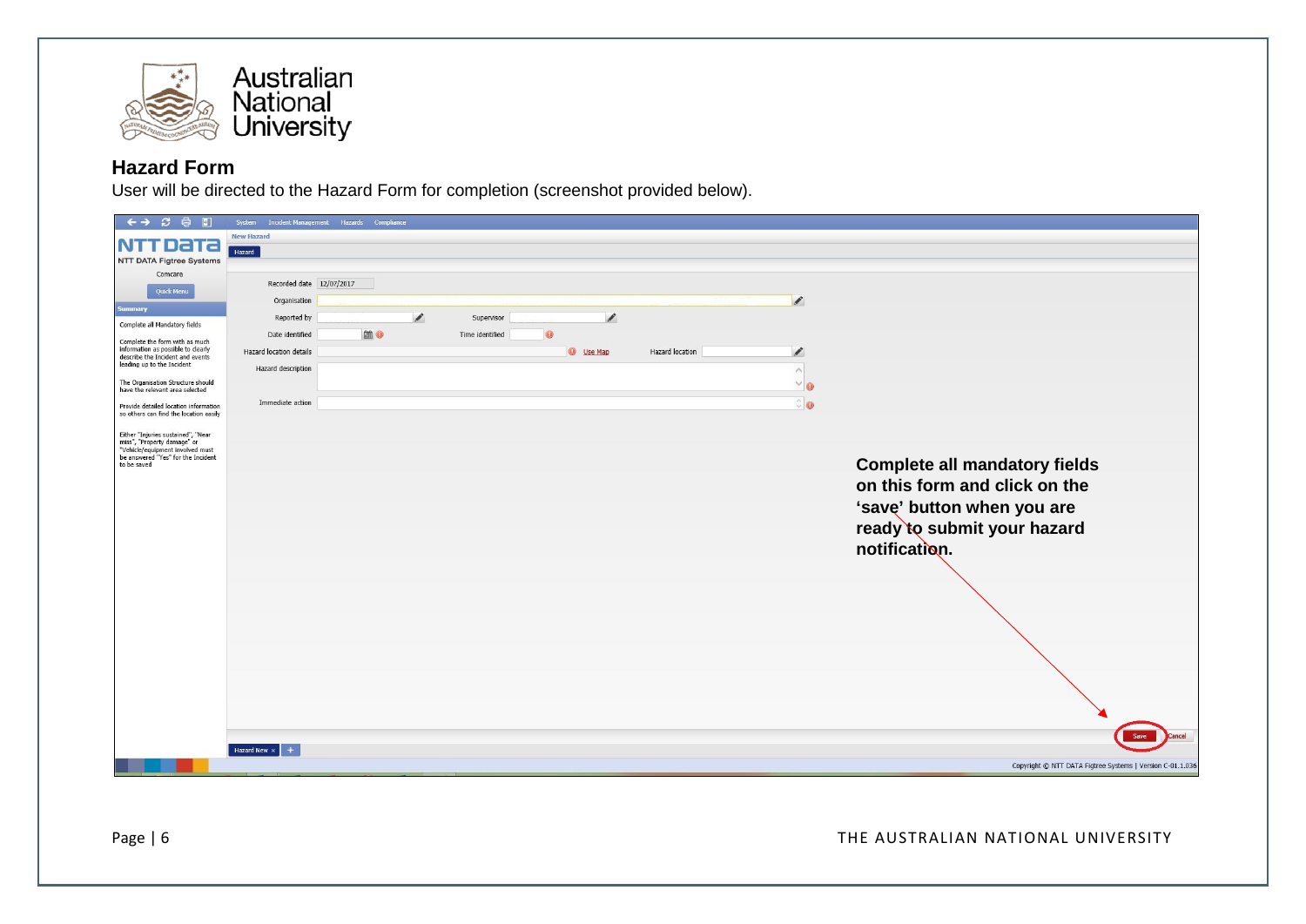## Hazard Form

User will be directed to the Hazard Form for completion (screenshot provided below).

**Complete all mandatory fields on this form and click on the 'save' button when you are ready to submit your hazard notification.**